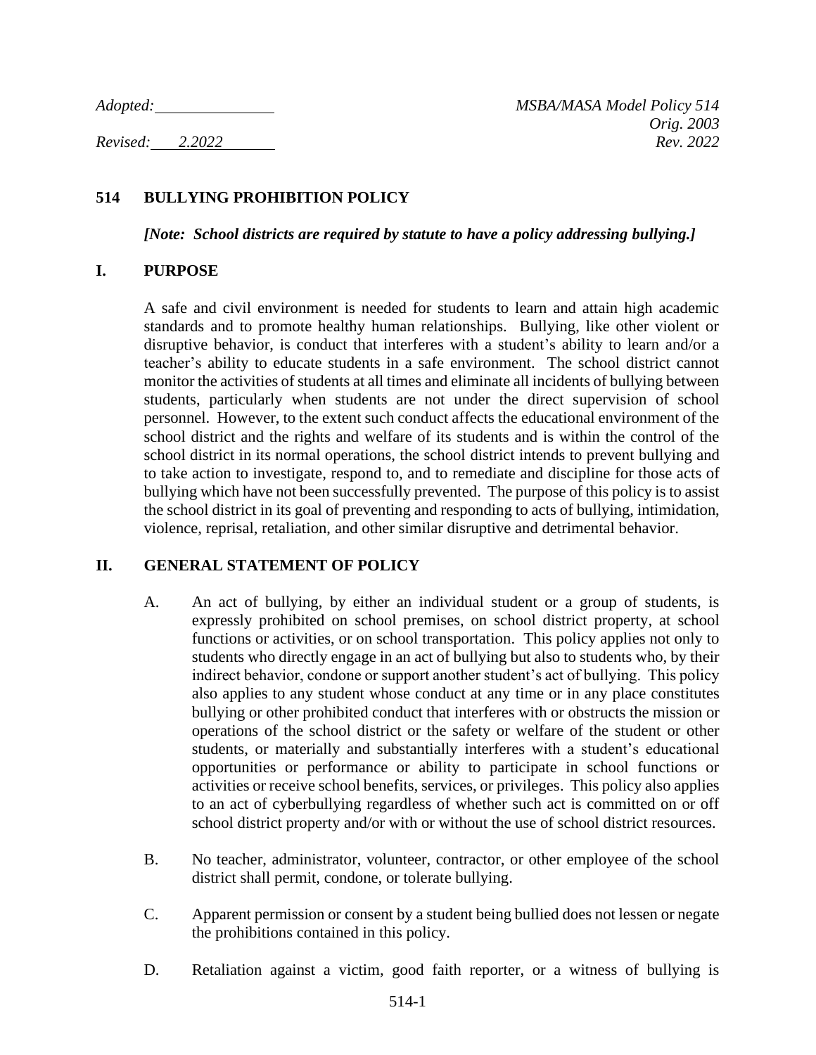*Adopted:* \_\_\_\_\_\_\_\_\_\_\_\_\_\_ *MSBA/MASA Model Policy 514*

*Orig. 2003*

*Revised: 2.2022* *Rev. 2022*

# 514 BULLYING PROHIBITION POLICY

***[Note: School districts are required by statute to have a policy addressing bullying.]***

## I. PURPOSE

A safe and civil environment is needed for students to learn and attain high academic standards and to promote healthy human relationships. Bullying, like other violent or disruptive behavior, is conduct that interferes with a student's ability to learn and/or a teacher's ability to educate students in a safe environment. The school district cannot monitor the activities of students at all times and eliminate all incidents of bullying between students, particularly when students are not under the direct supervision of school personnel. However, to the extent such conduct affects the educational environment of the school district and the rights and welfare of its students and is within the control of the school district in its normal operations, the school district intends to prevent bullying and to take action to investigate, respond to, and to remediate and discipline for those acts of bullying which have not been successfully prevented. The purpose of this policy is to assist the school district in its goal of preventing and responding to acts of bullying, intimidation, violence, reprisal, retaliation, and other similar disruptive and detrimental behavior.

## II. GENERAL STATEMENT OF POLICY

A. An act of bullying, by either an individual student or a group of students, is expressly prohibited on school premises, on school district property, at school functions or activities, or on school transportation. This policy applies not only to students who directly engage in an act of bullying but also to students who, by their indirect behavior, condone or support another student's act of bullying. This policy also applies to any student whose conduct at any time or in any place constitutes bullying or other prohibited conduct that interferes with or obstructs the mission or operations of the school district or the safety or welfare of the student or other students, or materially and substantially interferes with a student's educational opportunities or performance or ability to participate in school functions or activities or receive school benefits, services, or privileges. This policy also applies to an act of cyberbullying regardless of whether such act is committed on or off school district property and/or with or without the use of school district resources.

B. No teacher, administrator, volunteer, contractor, or other employee of the school district shall permit, condone, or tolerate bullying.

C. Apparent permission or consent by a student being bullied does not lessen or negate the prohibitions contained in this policy.

D. Retaliation against a victim, good faith reporter, or a witness of bullying is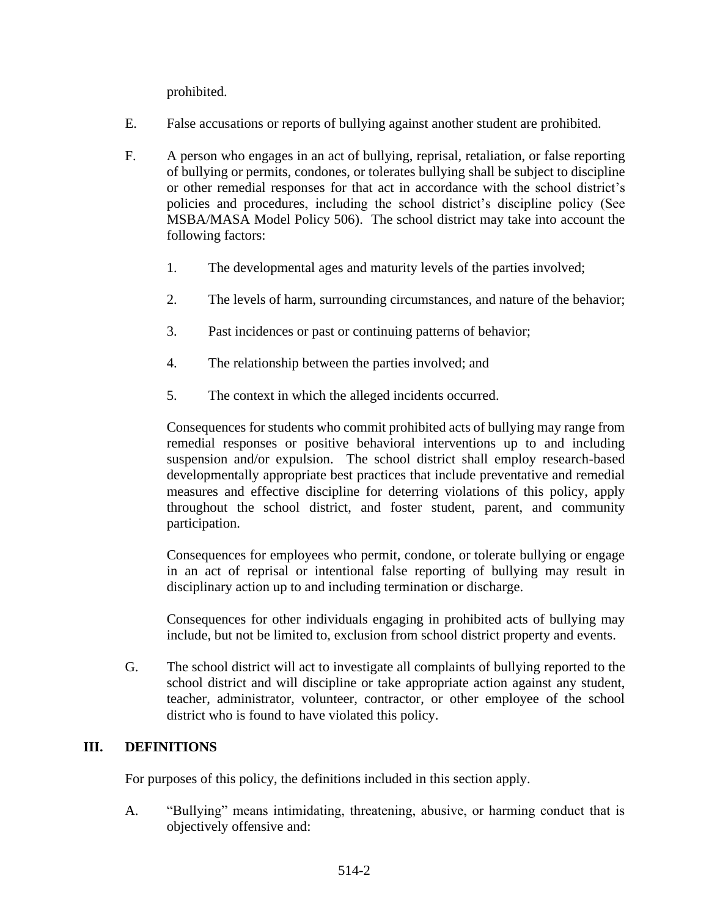prohibited.

E. False accusations or reports of bullying against another student are prohibited.

F. A person who engages in an act of bullying, reprisal, retaliation, or false reporting of bullying or permits, condones, or tolerates bullying shall be subject to discipline or other remedial responses for that act in accordance with the school district's policies and procedures, including the school district's discipline policy (See MSBA/MASA Model Policy 506). The school district may take into account the following factors:

   1. The developmental ages and maturity levels of the parties involved;

   2. The levels of harm, surrounding circumstances, and nature of the behavior;

   3. Past incidences or past or continuing patterns of behavior;

   4. The relationship between the parties involved; and

   5. The context in which the alleged incidents occurred.

   Consequences for students who commit prohibited acts of bullying may range from remedial responses or positive behavioral interventions up to and including suspension and/or expulsion. The school district shall employ research-based developmentally appropriate best practices that include preventative and remedial measures and effective discipline for deterring violations of this policy, apply throughout the school district, and foster student, parent, and community participation.

   Consequences for employees who permit, condone, or tolerate bullying or engage in an act of reprisal or intentional false reporting of bullying may result in disciplinary action up to and including termination or discharge.

   Consequences for other individuals engaging in prohibited acts of bullying may include, but not be limited to, exclusion from school district property and events.

G. The school district will act to investigate all complaints of bullying reported to the school district and will discipline or take appropriate action against any student, teacher, administrator, volunteer, contractor, or other employee of the school district who is found to have violated this policy.

## III. DEFINITIONS

For purposes of this policy, the definitions included in this section apply.

A. "Bullying" means intimidating, threatening, abusive, or harming conduct that is objectively offensive and: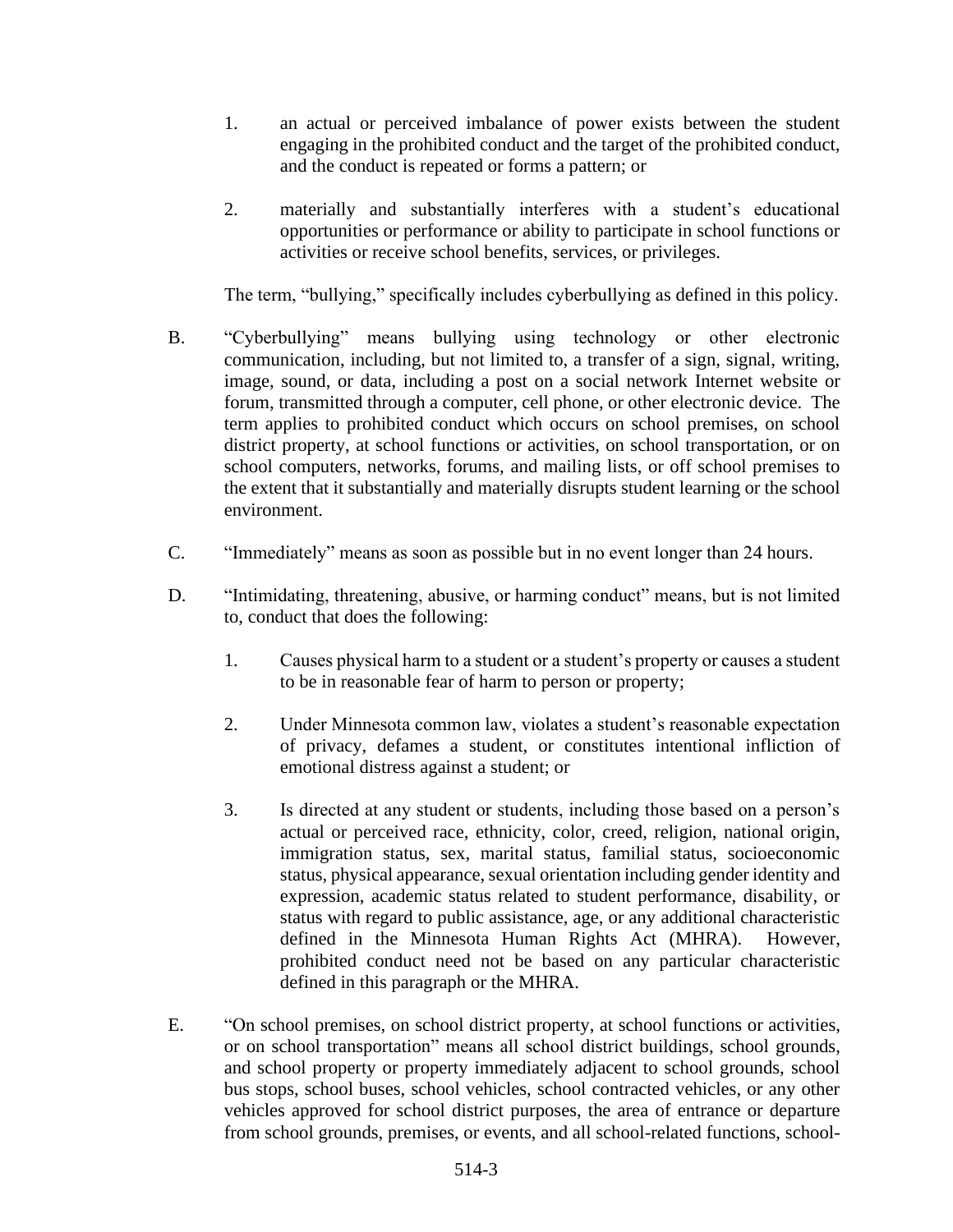1. an actual or perceived imbalance of power exists between the student engaging in the prohibited conduct and the target of the prohibited conduct, and the conduct is repeated or forms a pattern; or

2. materially and substantially interferes with a student's educational opportunities or performance or ability to participate in school functions or activities or receive school benefits, services, or privileges.

The term, "bullying," specifically includes cyberbullying as defined in this policy.

B. "Cyberbullying" means bullying using technology or other electronic communication, including, but not limited to, a transfer of a sign, signal, writing, image, sound, or data, including a post on a social network Internet website or forum, transmitted through a computer, cell phone, or other electronic device. The term applies to prohibited conduct which occurs on school premises, on school district property, at school functions or activities, on school transportation, or on school computers, networks, forums, and mailing lists, or off school premises to the extent that it substantially and materially disrupts student learning or the school environment.

C. "Immediately" means as soon as possible but in no event longer than 24 hours.

D. "Intimidating, threatening, abusive, or harming conduct" means, but is not limited to, conduct that does the following:

1. Causes physical harm to a student or a student's property or causes a student to be in reasonable fear of harm to person or property;

2. Under Minnesota common law, violates a student's reasonable expectation of privacy, defames a student, or constitutes intentional infliction of emotional distress against a student; or

3. Is directed at any student or students, including those based on a person's actual or perceived race, ethnicity, color, creed, religion, national origin, immigration status, sex, marital status, familial status, socioeconomic status, physical appearance, sexual orientation including gender identity and expression, academic status related to student performance, disability, or status with regard to public assistance, age, or any additional characteristic defined in the Minnesota Human Rights Act (MHRA). However, prohibited conduct need not be based on any particular characteristic defined in this paragraph or the MHRA.

E. "On school premises, on school district property, at school functions or activities, or on school transportation" means all school district buildings, school grounds, and school property or property immediately adjacent to school grounds, school bus stops, school buses, school vehicles, school contracted vehicles, or any other vehicles approved for school district purposes, the area of entrance or departure from school grounds, premises, or events, and all school-related functions, school-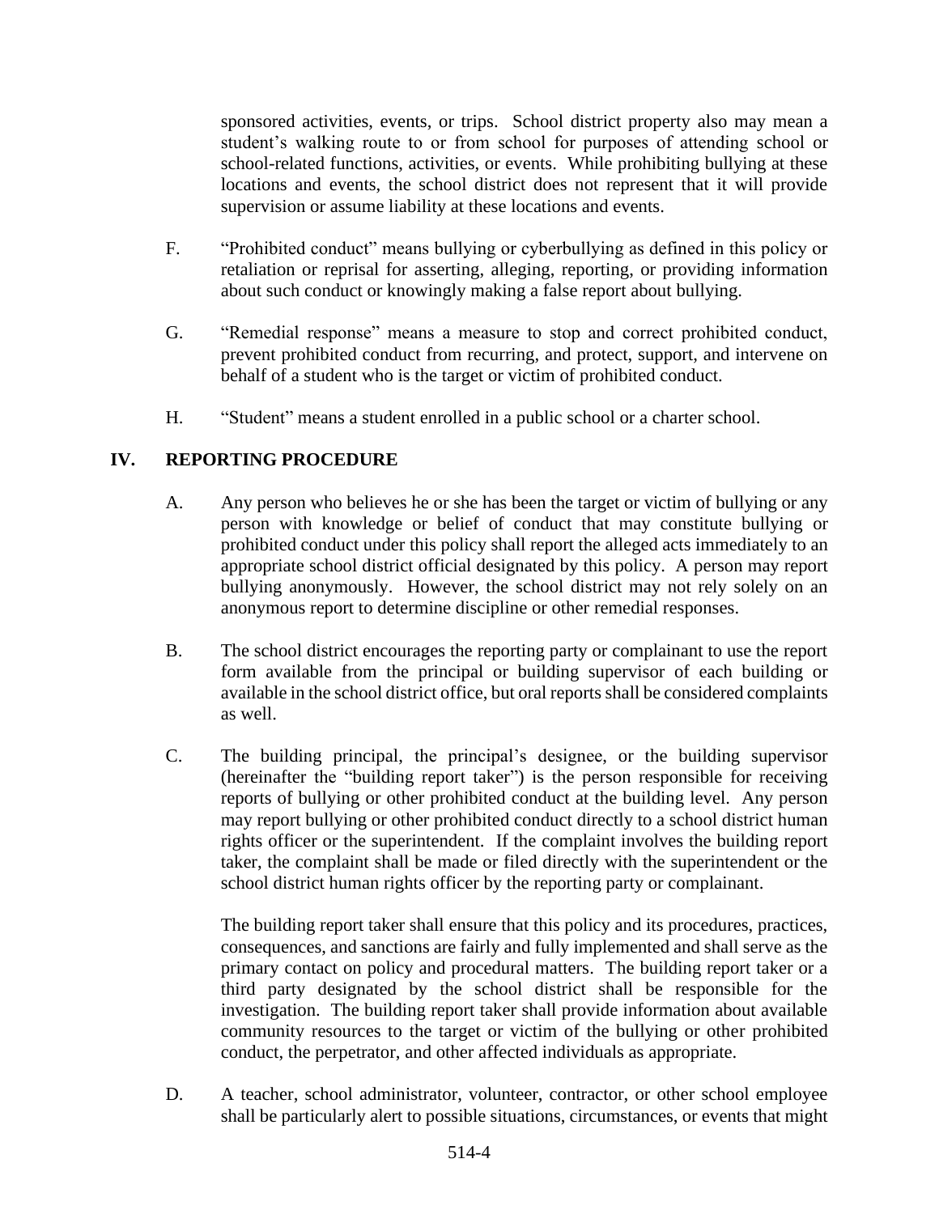sponsored activities, events, or trips. School district property also may mean a student's walking route to or from school for purposes of attending school or school-related functions, activities, or events. While prohibiting bullying at these locations and events, the school district does not represent that it will provide supervision or assume liability at these locations and events.

F. "Prohibited conduct" means bullying or cyberbullying as defined in this policy or retaliation or reprisal for asserting, alleging, reporting, or providing information about such conduct or knowingly making a false report about bullying.

G. "Remedial response" means a measure to stop and correct prohibited conduct, prevent prohibited conduct from recurring, and protect, support, and intervene on behalf of a student who is the target or victim of prohibited conduct.

H. "Student" means a student enrolled in a public school or a charter school.

## IV. REPORTING PROCEDURE

A. Any person who believes he or she has been the target or victim of bullying or any person with knowledge or belief of conduct that may constitute bullying or prohibited conduct under this policy shall report the alleged acts immediately to an appropriate school district official designated by this policy. A person may report bullying anonymously. However, the school district may not rely solely on an anonymous report to determine discipline or other remedial responses.

B. The school district encourages the reporting party or complainant to use the report form available from the principal or building supervisor of each building or available in the school district office, but oral reports shall be considered complaints as well.

C. The building principal, the principal's designee, or the building supervisor (hereinafter the "building report taker") is the person responsible for receiving reports of bullying or other prohibited conduct at the building level. Any person may report bullying or other prohibited conduct directly to a school district human rights officer or the superintendent. If the complaint involves the building report taker, the complaint shall be made or filed directly with the superintendent or the school district human rights officer by the reporting party or complainant.

The building report taker shall ensure that this policy and its procedures, practices, consequences, and sanctions are fairly and fully implemented and shall serve as the primary contact on policy and procedural matters. The building report taker or a third party designated by the school district shall be responsible for the investigation. The building report taker shall provide information about available community resources to the target or victim of the bullying or other prohibited conduct, the perpetrator, and other affected individuals as appropriate.

D. A teacher, school administrator, volunteer, contractor, or other school employee shall be particularly alert to possible situations, circumstances, or events that might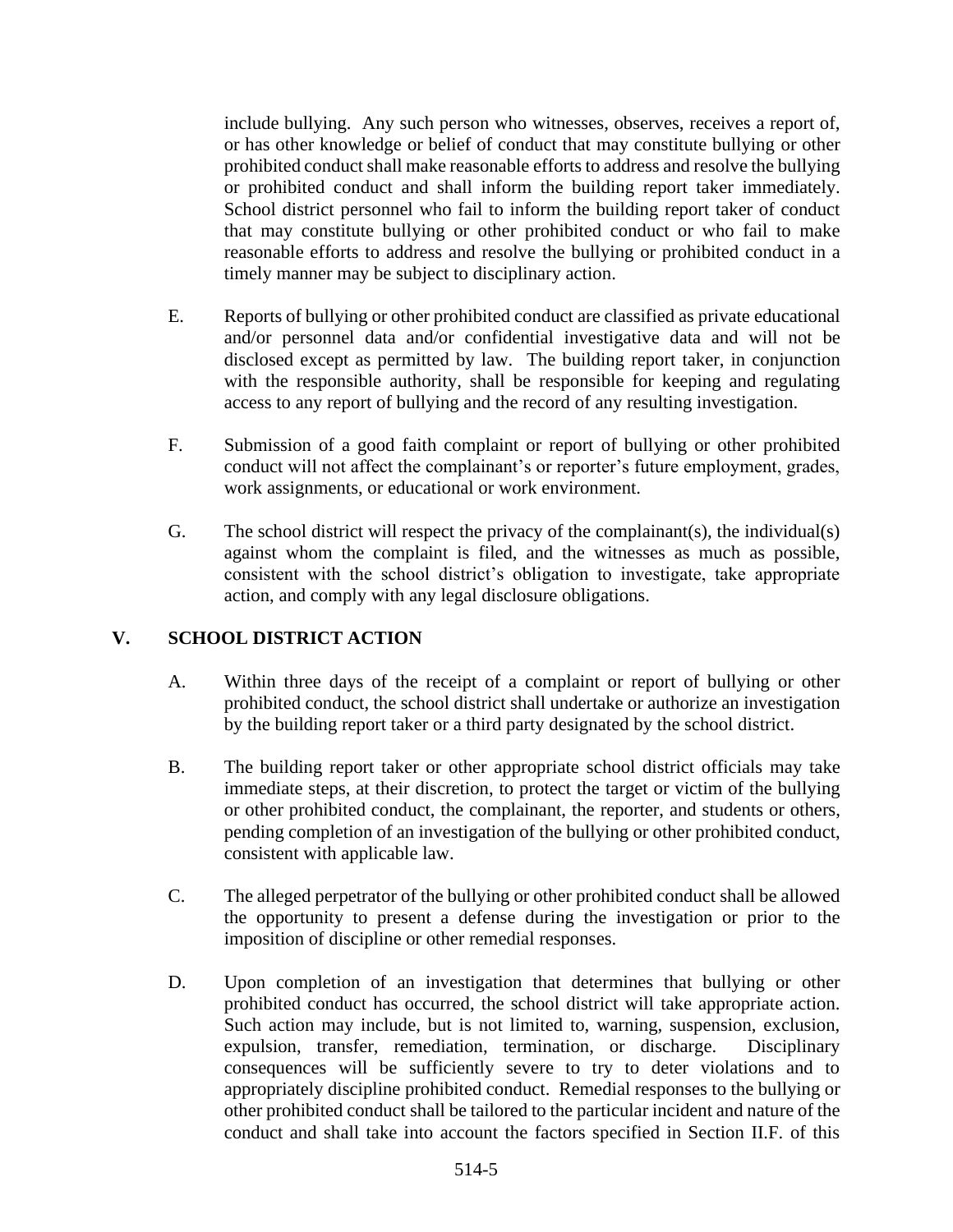include bullying. Any such person who witnesses, observes, receives a report of, or has other knowledge or belief of conduct that may constitute bullying or other prohibited conduct shall make reasonable efforts to address and resolve the bullying or prohibited conduct and shall inform the building report taker immediately. School district personnel who fail to inform the building report taker of conduct that may constitute bullying or other prohibited conduct or who fail to make reasonable efforts to address and resolve the bullying or prohibited conduct in a timely manner may be subject to disciplinary action.

E. Reports of bullying or other prohibited conduct are classified as private educational and/or personnel data and/or confidential investigative data and will not be disclosed except as permitted by law. The building report taker, in conjunction with the responsible authority, shall be responsible for keeping and regulating access to any report of bullying and the record of any resulting investigation.

F. Submission of a good faith complaint or report of bullying or other prohibited conduct will not affect the complainant's or reporter's future employment, grades, work assignments, or educational or work environment.

G. The school district will respect the privacy of the complainant(s), the individual(s) against whom the complaint is filed, and the witnesses as much as possible, consistent with the school district's obligation to investigate, take appropriate action, and comply with any legal disclosure obligations.

## V. SCHOOL DISTRICT ACTION

A. Within three days of the receipt of a complaint or report of bullying or other prohibited conduct, the school district shall undertake or authorize an investigation by the building report taker or a third party designated by the school district.

B. The building report taker or other appropriate school district officials may take immediate steps, at their discretion, to protect the target or victim of the bullying or other prohibited conduct, the complainant, the reporter, and students or others, pending completion of an investigation of the bullying or other prohibited conduct, consistent with applicable law.

C. The alleged perpetrator of the bullying or other prohibited conduct shall be allowed the opportunity to present a defense during the investigation or prior to the imposition of discipline or other remedial responses.

D. Upon completion of an investigation that determines that bullying or other prohibited conduct has occurred, the school district will take appropriate action. Such action may include, but is not limited to, warning, suspension, exclusion, expulsion, transfer, remediation, termination, or discharge. Disciplinary consequences will be sufficiently severe to try to deter violations and to appropriately discipline prohibited conduct. Remedial responses to the bullying or other prohibited conduct shall be tailored to the particular incident and nature of the conduct and shall take into account the factors specified in Section II.F. of this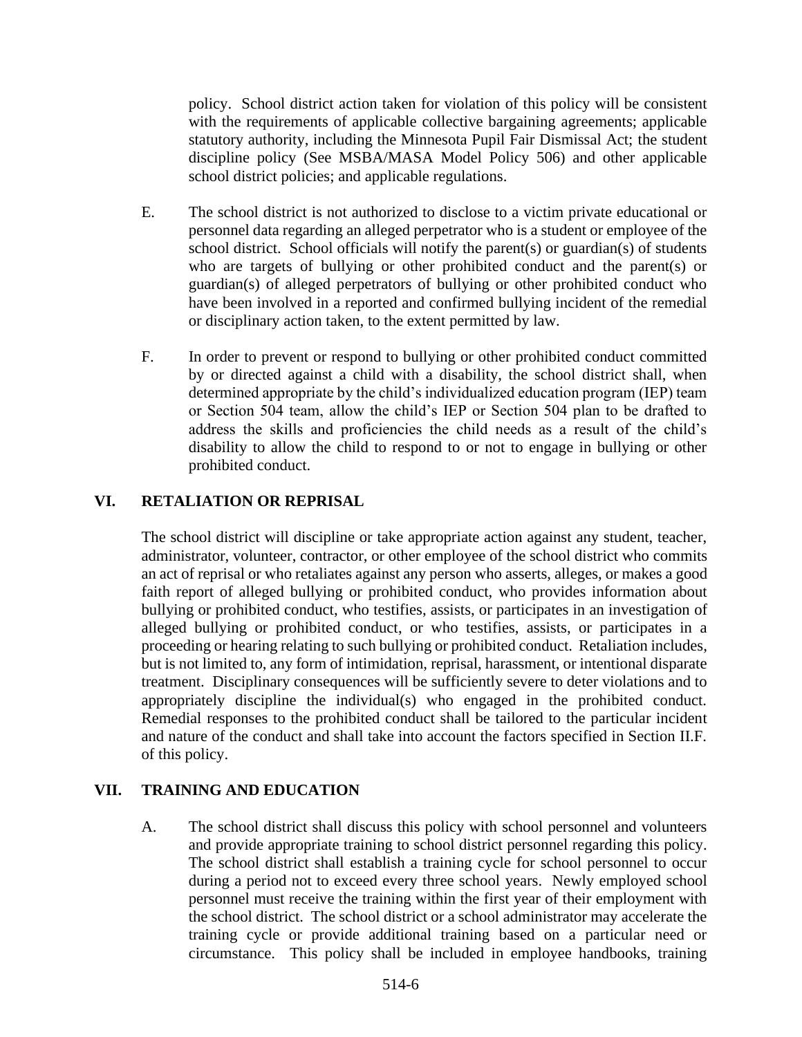policy. School district action taken for violation of this policy will be consistent with the requirements of applicable collective bargaining agreements; applicable statutory authority, including the Minnesota Pupil Fair Dismissal Act; the student discipline policy (See MSBA/MASA Model Policy 506) and other applicable school district policies; and applicable regulations.

E. The school district is not authorized to disclose to a victim private educational or personnel data regarding an alleged perpetrator who is a student or employee of the school district. School officials will notify the parent(s) or guardian(s) of students who are targets of bullying or other prohibited conduct and the parent(s) or guardian(s) of alleged perpetrators of bullying or other prohibited conduct who have been involved in a reported and confirmed bullying incident of the remedial or disciplinary action taken, to the extent permitted by law.

F. In order to prevent or respond to bullying or other prohibited conduct committed by or directed against a child with a disability, the school district shall, when determined appropriate by the child's individualized education program (IEP) team or Section 504 team, allow the child's IEP or Section 504 plan to be drafted to address the skills and proficiencies the child needs as a result of the child's disability to allow the child to respond to or not to engage in bullying or other prohibited conduct.

## VI. RETALIATION OR REPRISAL

The school district will discipline or take appropriate action against any student, teacher, administrator, volunteer, contractor, or other employee of the school district who commits an act of reprisal or who retaliates against any person who asserts, alleges, or makes a good faith report of alleged bullying or prohibited conduct, who provides information about bullying or prohibited conduct, who testifies, assists, or participates in an investigation of alleged bullying or prohibited conduct, or who testifies, assists, or participates in a proceeding or hearing relating to such bullying or prohibited conduct. Retaliation includes, but is not limited to, any form of intimidation, reprisal, harassment, or intentional disparate treatment. Disciplinary consequences will be sufficiently severe to deter violations and to appropriately discipline the individual(s) who engaged in the prohibited conduct. Remedial responses to the prohibited conduct shall be tailored to the particular incident and nature of the conduct and shall take into account the factors specified in Section II.F. of this policy.

## VII. TRAINING AND EDUCATION

A. The school district shall discuss this policy with school personnel and volunteers and provide appropriate training to school district personnel regarding this policy. The school district shall establish a training cycle for school personnel to occur during a period not to exceed every three school years. Newly employed school personnel must receive the training within the first year of their employment with the school district. The school district or a school administrator may accelerate the training cycle or provide additional training based on a particular need or circumstance. This policy shall be included in employee handbooks, training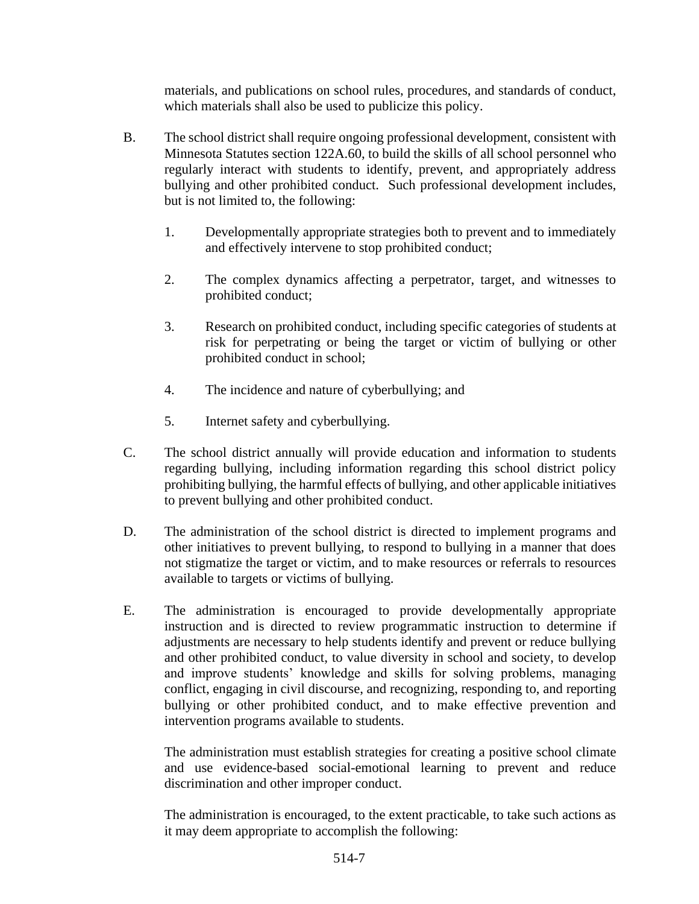materials, and publications on school rules, procedures, and standards of conduct, which materials shall also be used to publicize this policy.

B. The school district shall require ongoing professional development, consistent with Minnesota Statutes section 122A.60, to build the skills of all school personnel who regularly interact with students to identify, prevent, and appropriately address bullying and other prohibited conduct. Such professional development includes, but is not limited to, the following:

   1. Developmentally appropriate strategies both to prevent and to immediately and effectively intervene to stop prohibited conduct;

   2. The complex dynamics affecting a perpetrator, target, and witnesses to prohibited conduct;

   3. Research on prohibited conduct, including specific categories of students at risk for perpetrating or being the target or victim of bullying or other prohibited conduct in school;

   4. The incidence and nature of cyberbullying; and

   5. Internet safety and cyberbullying.

C. The school district annually will provide education and information to students regarding bullying, including information regarding this school district policy prohibiting bullying, the harmful effects of bullying, and other applicable initiatives to prevent bullying and other prohibited conduct.

D. The administration of the school district is directed to implement programs and other initiatives to prevent bullying, to respond to bullying in a manner that does not stigmatize the target or victim, and to make resources or referrals to resources available to targets or victims of bullying.

E. The administration is encouraged to provide developmentally appropriate instruction and is directed to review programmatic instruction to determine if adjustments are necessary to help students identify and prevent or reduce bullying and other prohibited conduct, to value diversity in school and society, to develop and improve students' knowledge and skills for solving problems, managing conflict, engaging in civil discourse, and recognizing, responding to, and reporting bullying or other prohibited conduct, and to make effective prevention and intervention programs available to students.

   The administration must establish strategies for creating a positive school climate and use evidence-based social-emotional learning to prevent and reduce discrimination and other improper conduct.

   The administration is encouraged, to the extent practicable, to take such actions as it may deem appropriate to accomplish the following: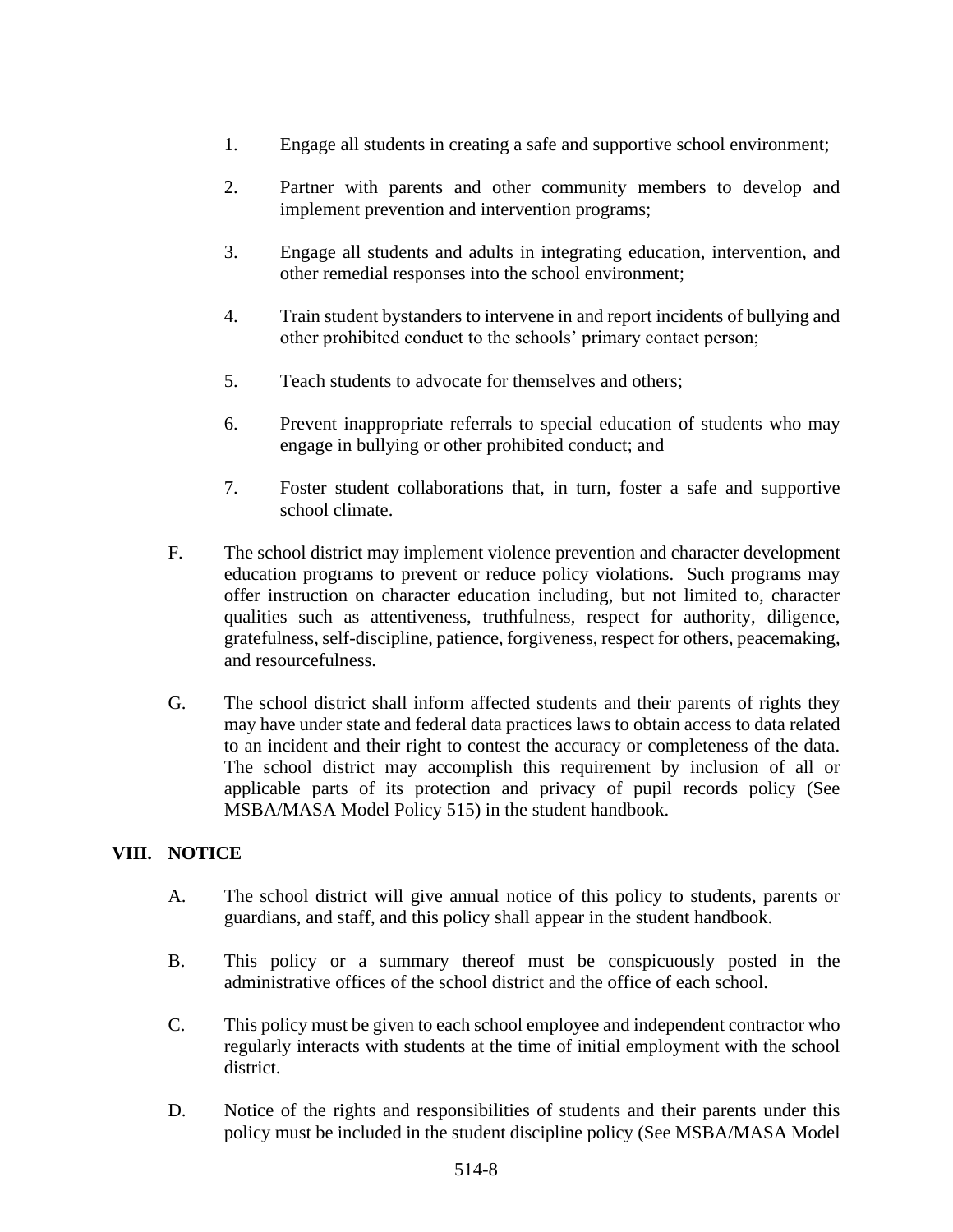1. Engage all students in creating a safe and supportive school environment;

2. Partner with parents and other community members to develop and implement prevention and intervention programs;

3. Engage all students and adults in integrating education, intervention, and other remedial responses into the school environment;

4. Train student bystanders to intervene in and report incidents of bullying and other prohibited conduct to the schools' primary contact person;

5. Teach students to advocate for themselves and others;

6. Prevent inappropriate referrals to special education of students who may engage in bullying or other prohibited conduct; and

7. Foster student collaborations that, in turn, foster a safe and supportive school climate.

F. The school district may implement violence prevention and character development education programs to prevent or reduce policy violations. Such programs may offer instruction on character education including, but not limited to, character qualities such as attentiveness, truthfulness, respect for authority, diligence, gratefulness, self-discipline, patience, forgiveness, respect for others, peacemaking, and resourcefulness.

G. The school district shall inform affected students and their parents of rights they may have under state and federal data practices laws to obtain access to data related to an incident and their right to contest the accuracy or completeness of the data. The school district may accomplish this requirement by inclusion of all or applicable parts of its protection and privacy of pupil records policy (See MSBA/MASA Model Policy 515) in the student handbook.

## VIII. NOTICE

A. The school district will give annual notice of this policy to students, parents or guardians, and staff, and this policy shall appear in the student handbook.

B. This policy or a summary thereof must be conspicuously posted in the administrative offices of the school district and the office of each school.

C. This policy must be given to each school employee and independent contractor who regularly interacts with students at the time of initial employment with the school district.

D. Notice of the rights and responsibilities of students and their parents under this policy must be included in the student discipline policy (See MSBA/MASA Model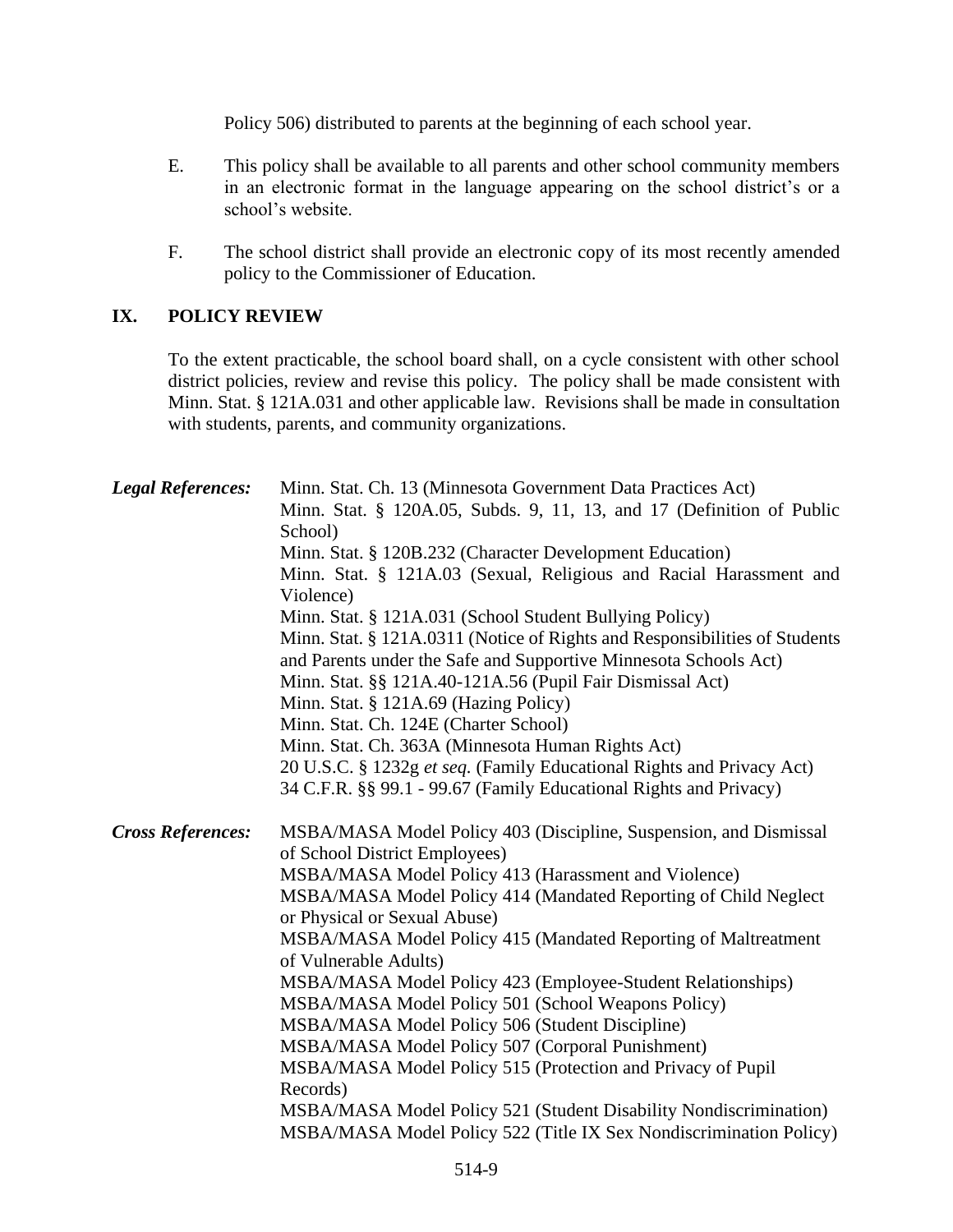Policy 506) distributed to parents at the beginning of each school year.

E. This policy shall be available to all parents and other school community members in an electronic format in the language appearing on the school district's or a school's website.

F. The school district shall provide an electronic copy of its most recently amended policy to the Commissioner of Education.

## IX. POLICY REVIEW

To the extent practicable, the school board shall, on a cycle consistent with other school district policies, review and revise this policy. The policy shall be made consistent with Minn. Stat. § 121A.031 and other applicable law. Revisions shall be made in consultation with students, parents, and community organizations.

***Legal References:***
Minn. Stat. Ch. 13 (Minnesota Government Data Practices Act)
Minn. Stat. § 120A.05, Subds. 9, 11, 13, and 17 (Definition of Public School)
Minn. Stat. § 120B.232 (Character Development Education)
Minn. Stat. § 121A.03 (Sexual, Religious and Racial Harassment and Violence)
Minn. Stat. § 121A.031 (School Student Bullying Policy)
Minn. Stat. § 121A.0311 (Notice of Rights and Responsibilities of Students and Parents under the Safe and Supportive Minnesota Schools Act)
Minn. Stat. §§ 121A.40-121A.56 (Pupil Fair Dismissal Act)
Minn. Stat. § 121A.69 (Hazing Policy)
Minn. Stat. Ch. 124E (Charter School)
Minn. Stat. Ch. 363A (Minnesota Human Rights Act)
20 U.S.C. § 1232g *et seq.* (Family Educational Rights and Privacy Act)
34 C.F.R. §§ 99.1 - 99.67 (Family Educational Rights and Privacy)

***Cross References:***
MSBA/MASA Model Policy 403 (Discipline, Suspension, and Dismissal of School District Employees)
MSBA/MASA Model Policy 413 (Harassment and Violence)
MSBA/MASA Model Policy 414 (Mandated Reporting of Child Neglect or Physical or Sexual Abuse)
MSBA/MASA Model Policy 415 (Mandated Reporting of Maltreatment of Vulnerable Adults)
MSBA/MASA Model Policy 423 (Employee-Student Relationships)
MSBA/MASA Model Policy 501 (School Weapons Policy)
MSBA/MASA Model Policy 506 (Student Discipline)
MSBA/MASA Model Policy 507 (Corporal Punishment)
MSBA/MASA Model Policy 515 (Protection and Privacy of Pupil Records)
MSBA/MASA Model Policy 521 (Student Disability Nondiscrimination)
MSBA/MASA Model Policy 522 (Title IX Sex Nondiscrimination Policy)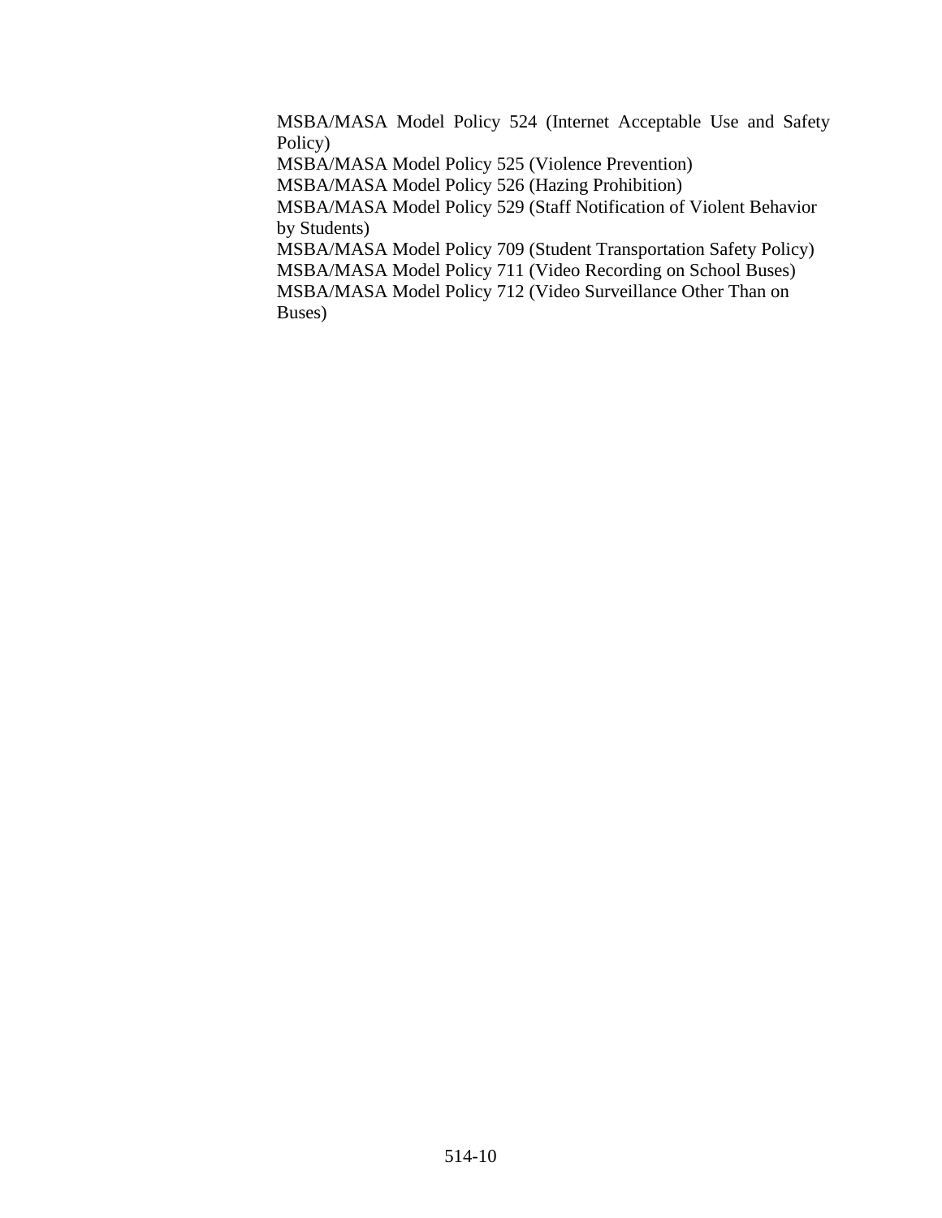MSBA/MASA Model Policy 524 (Internet Acceptable Use and Safety Policy)
MSBA/MASA Model Policy 525 (Violence Prevention)
MSBA/MASA Model Policy 526 (Hazing Prohibition)
MSBA/MASA Model Policy 529 (Staff Notification of Violent Behavior by Students)
MSBA/MASA Model Policy 709 (Student Transportation Safety Policy)
MSBA/MASA Model Policy 711 (Video Recording on School Buses)
MSBA/MASA Model Policy 712 (Video Surveillance Other Than on Buses)